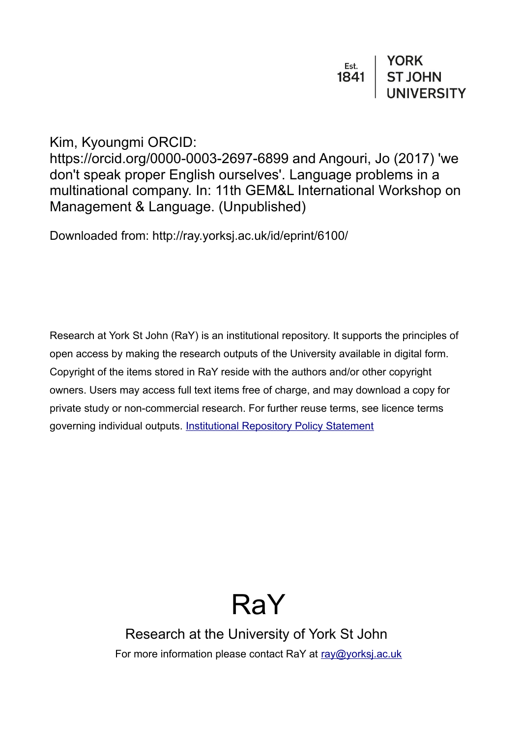Est. 1841 | YORK ST JOHN UNIVERSITY

Kim, Kyoungmi ORCID: https://orcid.org/0000-0003-2697-6899 and Angouri, Jo (2017) 'we don't speak proper English ourselves'. Language problems in a multinational company. In: 11th GEM&L International Workshop on Management & Language. (Unpublished)

Downloaded from: http://ray.yorksj.ac.uk/id/eprint/6100/

Research at York St John (RaY) is an institutional repository. It supports the principles of open access by making the research outputs of the University available in digital form. Copyright of the items stored in RaY reside with the authors and/or other copyright owners. Users may access full text items free of charge, and may download a copy for private study or non-commercial research. For further reuse terms, see licence terms governing individual outputs. [Institutional Repository Policy Statement](Institutional Repository Policy Statement)

# RaY

Research at the University of York St John

For more information please contact RaY at [ray@yorksj.ac.uk](mailto:ray@yorksj.ac.uk)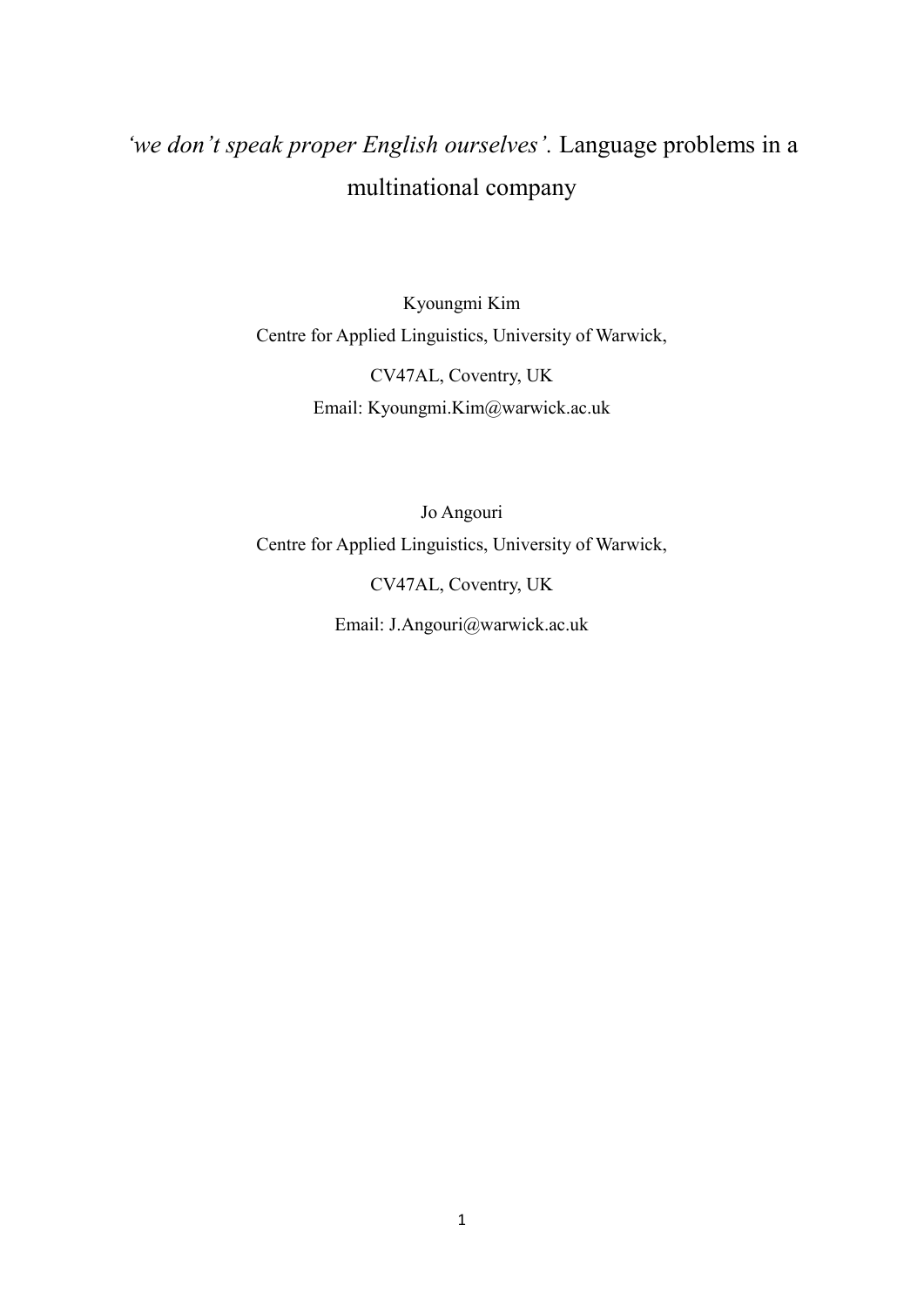# *'we don't speak proper English ourselves'.* Language problems in a multinational company

Kyoungmi Kim
Centre for Applied Linguistics, University of Warwick,
CV47AL, Coventry, UK
Email: Kyoungmi.Kim@warwick.ac.uk

Jo Angouri
Centre for Applied Linguistics, University of Warwick,
CV47AL, Coventry, UK
Email: J.Angouri@warwick.ac.uk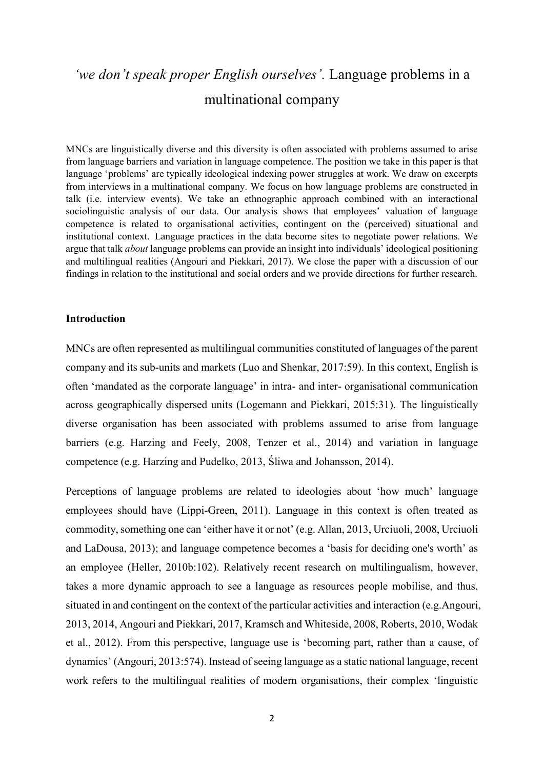# *'we don't speak proper English ourselves'*. Language problems in a multinational company

MNCs are linguistically diverse and this diversity is often associated with problems assumed to arise from language barriers and variation in language competence. The position we take in this paper is that language 'problems' are typically ideological indexing power struggles at work. We draw on excerpts from interviews in a multinational company. We focus on how language problems are constructed in talk (i.e. interview events). We take an ethnographic approach combined with an interactional sociolinguistic analysis of our data. Our analysis shows that employees' valuation of language competence is related to organisational activities, contingent on the (perceived) situational and institutional context. Language practices in the data become sites to negotiate power relations. We argue that talk *about* language problems can provide an insight into individuals' ideological positioning and multilingual realities (Angouri and Piekkari, 2017). We close the paper with a discussion of our findings in relation to the institutional and social orders and we provide directions for further research.

## Introduction

MNCs are often represented as multilingual communities constituted of languages of the parent company and its sub-units and markets (Luo and Shenkar, 2017:59). In this context, English is often 'mandated as the corporate language' in intra- and inter- organisational communication across geographically dispersed units (Logemann and Piekkari, 2015:31). The linguistically diverse organisation has been associated with problems assumed to arise from language barriers (e.g. Harzing and Feely, 2008, Tenzer et al., 2014) and variation in language competence (e.g. Harzing and Pudelko, 2013, Śliwa and Johansson, 2014).

Perceptions of language problems are related to ideologies about 'how much' language employees should have (Lippi-Green, 2011). Language in this context is often treated as commodity, something one can 'either have it or not' (e.g. Allan, 2013, Urciuoli, 2008, Urciuoli and LaDousa, 2013); and language competence becomes a 'basis for deciding one's worth' as an employee (Heller, 2010b:102). Relatively recent research on multilingualism, however, takes a more dynamic approach to see a language as resources people mobilise, and thus, situated in and contingent on the context of the particular activities and interaction (e.g.Angouri, 2013, 2014, Angouri and Piekkari, 2017, Kramsch and Whiteside, 2008, Roberts, 2010, Wodak et al., 2012). From this perspective, language use is 'becoming part, rather than a cause, of dynamics' (Angouri, 2013:574). Instead of seeing language as a static national language, recent work refers to the multilingual realities of modern organisations, their complex 'linguistic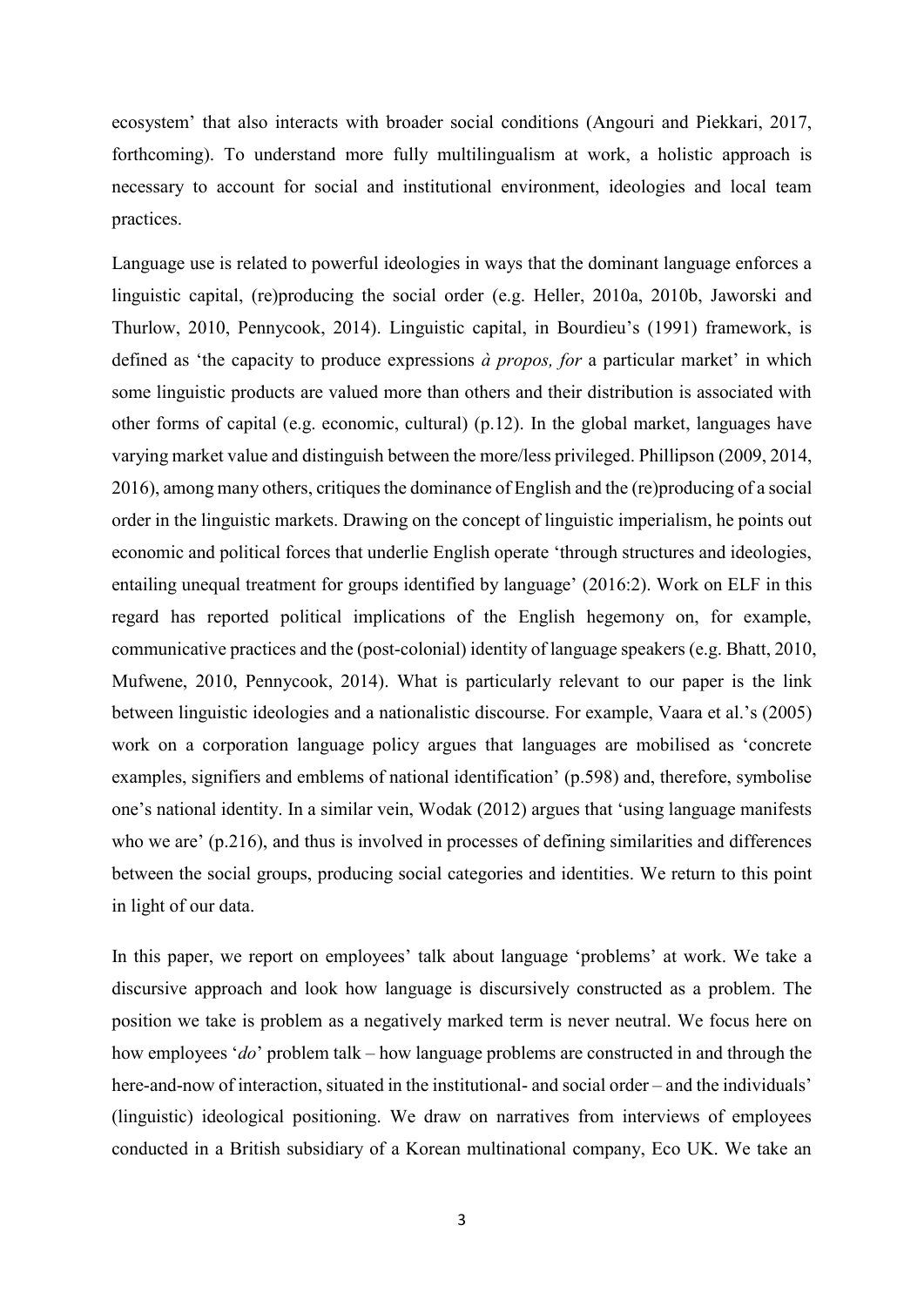ecosystem' that also interacts with broader social conditions (Angouri and Piekkari, 2017, forthcoming). To understand more fully multilingualism at work, a holistic approach is necessary to account for social and institutional environment, ideologies and local team practices.

Language use is related to powerful ideologies in ways that the dominant language enforces a linguistic capital, (re)producing the social order (e.g. Heller, 2010a, 2010b, Jaworski and Thurlow, 2010, Pennycook, 2014). Linguistic capital, in Bourdieu's (1991) framework, is defined as 'the capacity to produce expressions *à propos, for* a particular market' in which some linguistic products are valued more than others and their distribution is associated with other forms of capital (e.g. economic, cultural) (p.12). In the global market, languages have varying market value and distinguish between the more/less privileged. Phillipson (2009, 2014, 2016), among many others, critiques the dominance of English and the (re)producing of a social order in the linguistic markets. Drawing on the concept of linguistic imperialism, he points out economic and political forces that underlie English operate 'through structures and ideologies, entailing unequal treatment for groups identified by language' (2016:2). Work on ELF in this regard has reported political implications of the English hegemony on, for example, communicative practices and the (post-colonial) identity of language speakers (e.g. Bhatt, 2010, Mufwene, 2010, Pennycook, 2014). What is particularly relevant to our paper is the link between linguistic ideologies and a nationalistic discourse. For example, Vaara et al.'s (2005) work on a corporation language policy argues that languages are mobilised as 'concrete examples, signifiers and emblems of national identification' (p.598) and, therefore, symbolise one's national identity. In a similar vein, Wodak (2012) argues that 'using language manifests who we are' (p.216), and thus is involved in processes of defining similarities and differences between the social groups, producing social categories and identities. We return to this point in light of our data.

In this paper, we report on employees' talk about language 'problems' at work. We take a discursive approach and look how language is discursively constructed as a problem. The position we take is problem as a negatively marked term is never neutral. We focus here on how employees '*do*' problem talk – how language problems are constructed in and through the here-and-now of interaction, situated in the institutional- and social order – and the individuals' (linguistic) ideological positioning. We draw on narratives from interviews of employees conducted in a British subsidiary of a Korean multinational company, Eco UK. We take an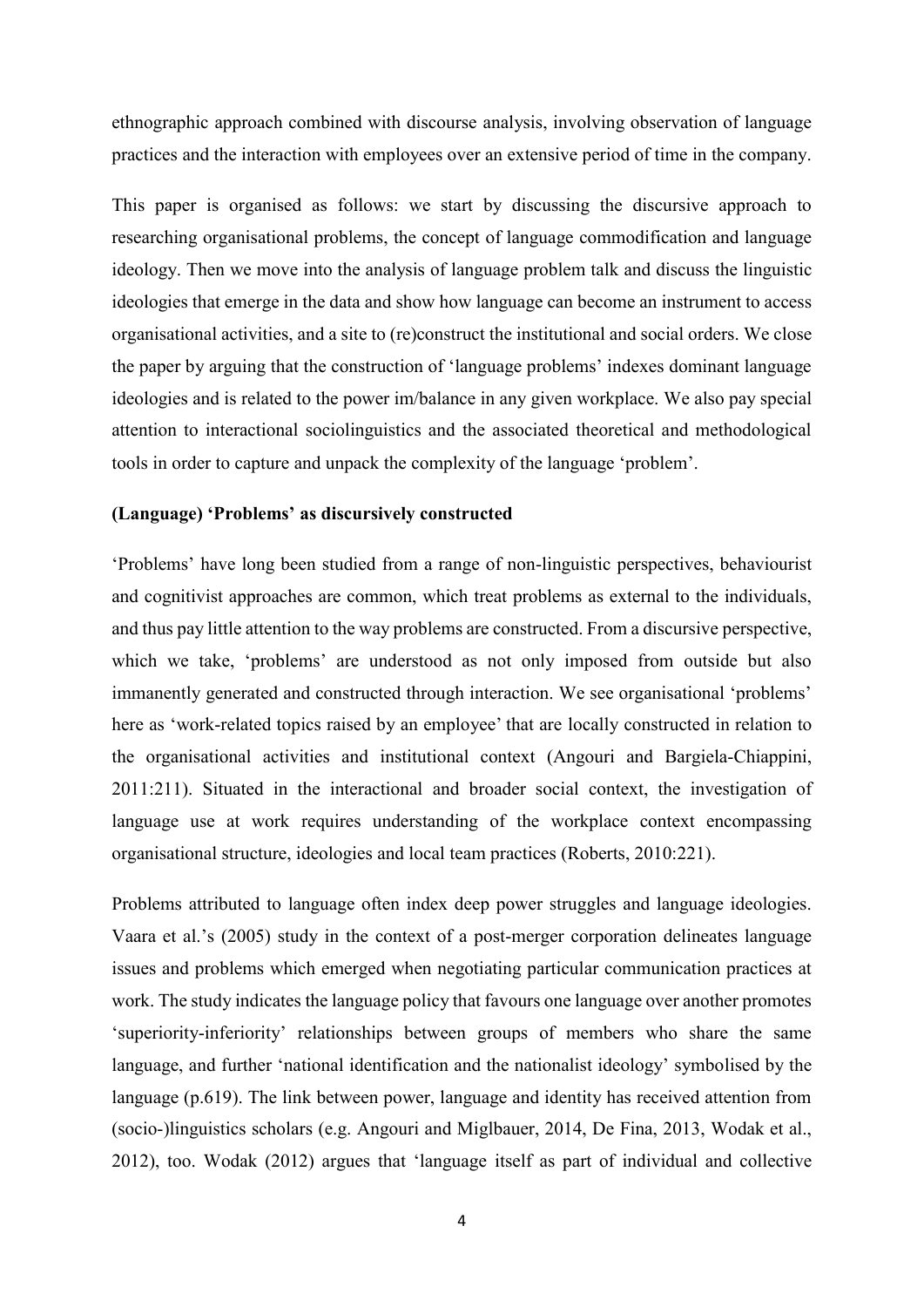ethnographic approach combined with discourse analysis, involving observation of language practices and the interaction with employees over an extensive period of time in the company.

This paper is organised as follows: we start by discussing the discursive approach to researching organisational problems, the concept of language commodification and language ideology. Then we move into the analysis of language problem talk and discuss the linguistic ideologies that emerge in the data and show how language can become an instrument to access organisational activities, and a site to (re)construct the institutional and social orders. We close the paper by arguing that the construction of 'language problems' indexes dominant language ideologies and is related to the power im/balance in any given workplace. We also pay special attention to interactional sociolinguistics and the associated theoretical and methodological tools in order to capture and unpack the complexity of the language 'problem'.

## (Language) 'Problems' as discursively constructed

'Problems' have long been studied from a range of non-linguistic perspectives, behaviourist and cognitivist approaches are common, which treat problems as external to the individuals, and thus pay little attention to the way problems are constructed. From a discursive perspective, which we take, 'problems' are understood as not only imposed from outside but also immanently generated and constructed through interaction. We see organisational 'problems' here as 'work-related topics raised by an employee' that are locally constructed in relation to the organisational activities and institutional context (Angouri and Bargiela-Chiappini, 2011:211). Situated in the interactional and broader social context, the investigation of language use at work requires understanding of the workplace context encompassing organisational structure, ideologies and local team practices (Roberts, 2010:221).

Problems attributed to language often index deep power struggles and language ideologies. Vaara et al.'s (2005) study in the context of a post-merger corporation delineates language issues and problems which emerged when negotiating particular communication practices at work. The study indicates the language policy that favours one language over another promotes 'superiority-inferiority' relationships between groups of members who share the same language, and further 'national identification and the nationalist ideology' symbolised by the language (p.619). The link between power, language and identity has received attention from (socio-)linguistics scholars (e.g. Angouri and Miglbauer, 2014, De Fina, 2013, Wodak et al., 2012), too. Wodak (2012) argues that 'language itself as part of individual and collective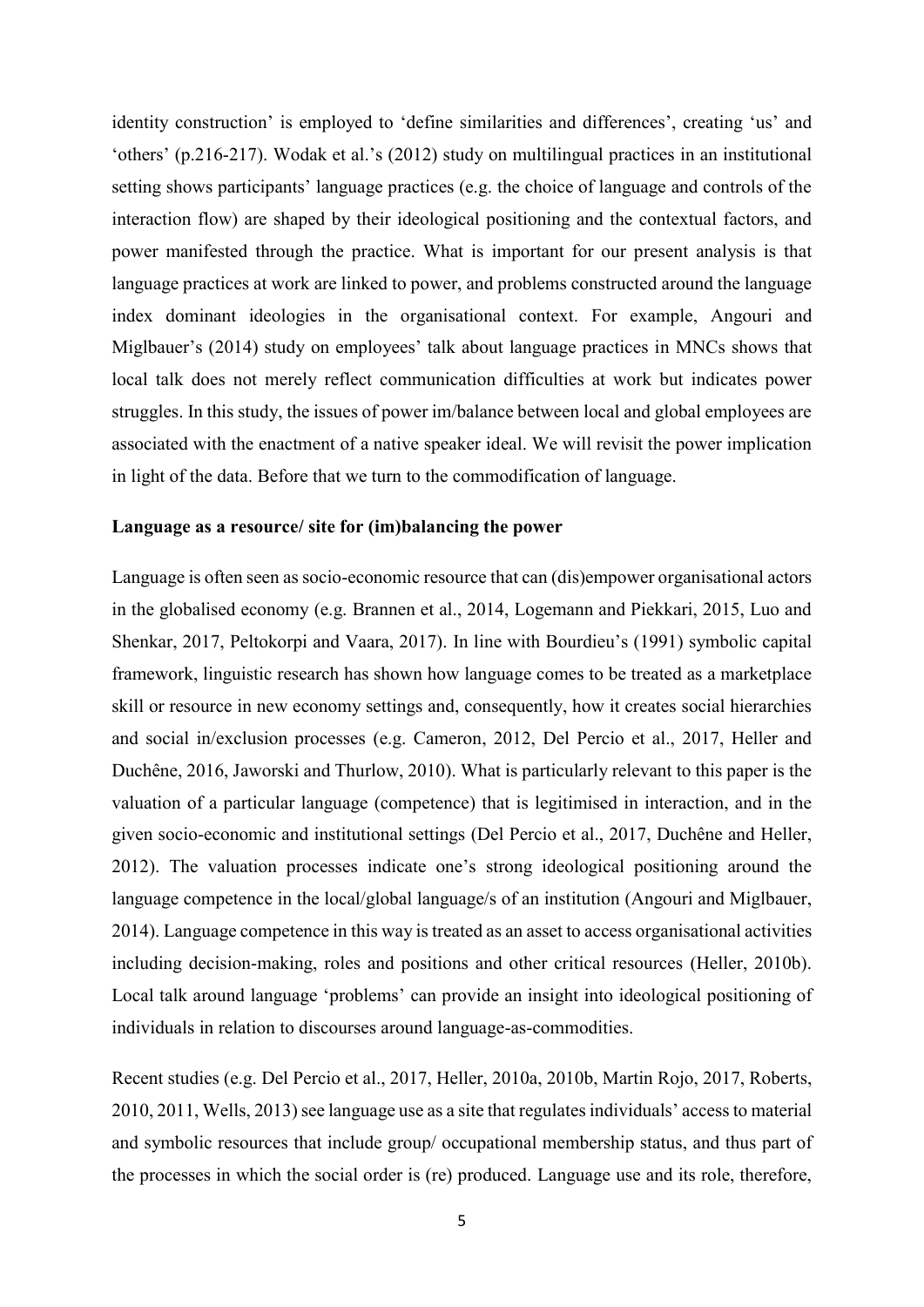identity construction' is employed to 'define similarities and differences', creating 'us' and 'others' (p.216-217). Wodak et al.'s (2012) study on multilingual practices in an institutional setting shows participants' language practices (e.g. the choice of language and controls of the interaction flow) are shaped by their ideological positioning and the contextual factors, and power manifested through the practice. What is important for our present analysis is that language practices at work are linked to power, and problems constructed around the language index dominant ideologies in the organisational context. For example, Angouri and Miglbauer's (2014) study on employees' talk about language practices in MNCs shows that local talk does not merely reflect communication difficulties at work but indicates power struggles. In this study, the issues of power im/balance between local and global employees are associated with the enactment of a native speaker ideal. We will revisit the power implication in light of the data. Before that we turn to the commodification of language.

**Language as a resource/ site for (im)balancing the power**

Language is often seen as socio-economic resource that can (dis)empower organisational actors in the globalised economy (e.g. Brannen et al., 2014, Logemann and Piekkari, 2015, Luo and Shenkar, 2017, Peltokorpi and Vaara, 2017). In line with Bourdieu's (1991) symbolic capital framework, linguistic research has shown how language comes to be treated as a marketplace skill or resource in new economy settings and, consequently, how it creates social hierarchies and social in/exclusion processes (e.g. Cameron, 2012, Del Percio et al., 2017, Heller and Duchêne, 2016, Jaworski and Thurlow, 2010). What is particularly relevant to this paper is the valuation of a particular language (competence) that is legitimised in interaction, and in the given socio-economic and institutional settings (Del Percio et al., 2017, Duchêne and Heller, 2012). The valuation processes indicate one's strong ideological positioning around the language competence in the local/global language/s of an institution (Angouri and Miglbauer, 2014). Language competence in this way is treated as an asset to access organisational activities including decision-making, roles and positions and other critical resources (Heller, 2010b). Local talk around language 'problems' can provide an insight into ideological positioning of individuals in relation to discourses around language-as-commodities.

Recent studies (e.g. Del Percio et al., 2017, Heller, 2010a, 2010b, Martin Rojo, 2017, Roberts, 2010, 2011, Wells, 2013) see language use as a site that regulates individuals' access to material and symbolic resources that include group/ occupational membership status, and thus part of the processes in which the social order is (re) produced. Language use and its role, therefore,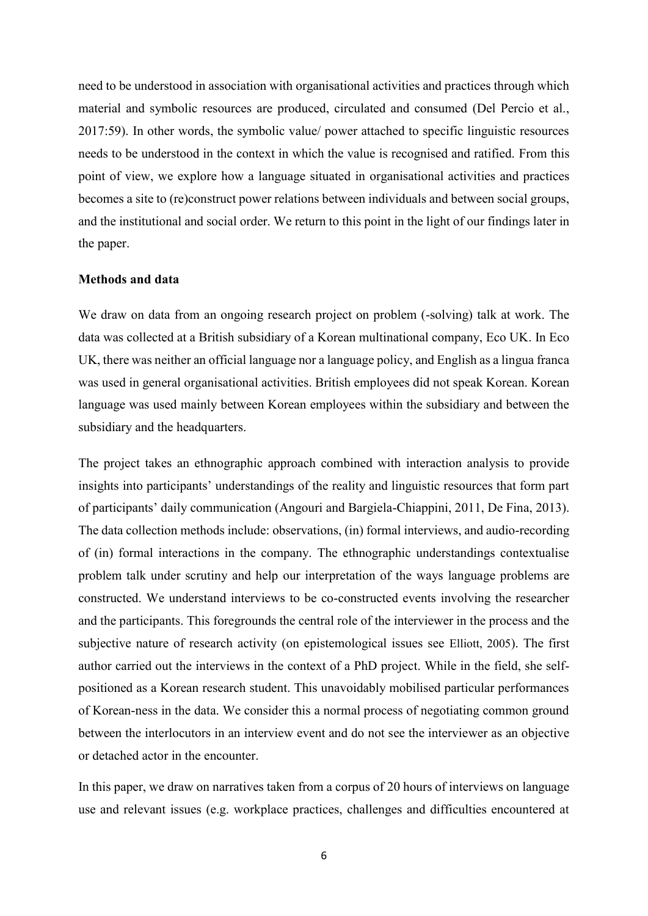need to be understood in association with organisational activities and practices through which material and symbolic resources are produced, circulated and consumed (Del Percio et al., 2017:59). In other words, the symbolic value/ power attached to specific linguistic resources needs to be understood in the context in which the value is recognised and ratified. From this point of view, we explore how a language situated in organisational activities and practices becomes a site to (re)construct power relations between individuals and between social groups, and the institutional and social order. We return to this point in the light of our findings later in the paper.

**Methods and data**

We draw on data from an ongoing research project on problem (-solving) talk at work. The data was collected at a British subsidiary of a Korean multinational company, Eco UK. In Eco UK, there was neither an official language nor a language policy, and English as a lingua franca was used in general organisational activities. British employees did not speak Korean. Korean language was used mainly between Korean employees within the subsidiary and between the subsidiary and the headquarters.

The project takes an ethnographic approach combined with interaction analysis to provide insights into participants' understandings of the reality and linguistic resources that form part of participants' daily communication (Angouri and Bargiela-Chiappini, 2011, De Fina, 2013). The data collection methods include: observations, (in) formal interviews, and audio-recording of (in) formal interactions in the company. The ethnographic understandings contextualise problem talk under scrutiny and help our interpretation of the ways language problems are constructed. We understand interviews to be co-constructed events involving the researcher and the participants. This foregrounds the central role of the interviewer in the process and the subjective nature of research activity (on epistemological issues see Elliott, 2005). The first author carried out the interviews in the context of a PhD project. While in the field, she self-positioned as a Korean research student. This unavoidably mobilised particular performances of Korean-ness in the data. We consider this a normal process of negotiating common ground between the interlocutors in an interview event and do not see the interviewer as an objective or detached actor in the encounter.

In this paper, we draw on narratives taken from a corpus of 20 hours of interviews on language use and relevant issues (e.g. workplace practices, challenges and difficulties encountered at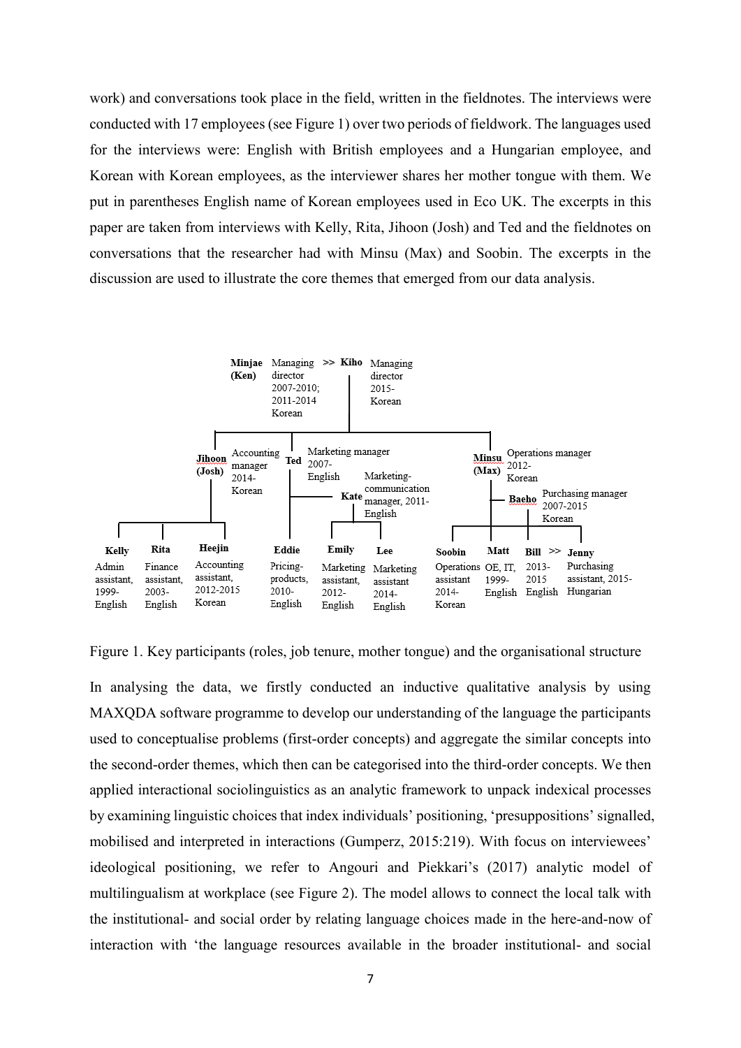work) and conversations took place in the field, written in the fieldnotes. The interviews were conducted with 17 employees (see Figure 1) over two periods of fieldwork. The languages used for the interviews were: English with British employees and a Hungarian employee, and Korean with Korean employees, as the interviewer shares her mother tongue with them. We put in parentheses English name of Korean employees used in Eco UK. The excerpts in this paper are taken from interviews with Kelly, Rita, Jihoon (Josh) and Ted and the fieldnotes on conversations that the researcher had with Minsu (Max) and Soobin. The excerpts in the discussion are used to illustrate the core themes that emerged from our data analysis.

- **Minjae (Ken)** Managing director 2007-2010; 2011-2014 Korean >> **Kiho** Managing director 2015- Korean
  - **Jihoon (Josh)** Accounting manager 2014- Korean
    - **Kelly** Admin assistant, 1999- English
    - **Rita** Finance assistant, 2003- English
    - **Heejin** Accounting assistant, 2012-2015 Korean
  - **Ted** Marketing manager 2007- English
    - **Eddie** Pricing-products, 2010- English
    - **Kate** Marketing-communication manager, 2011- English
      - **Emily** Marketing assistant, 2012- English
      - **Lee** Marketing assistant 2014- English
  - **Minsu (Max)** Operations manager 2012- Korean
    - **Baeho** Purchasing manager 2007-2015 Korean
    - **Soobin** Operations assistant 2014- Korean
    - **Matt** OE, IT, 1999- English
    - **Bill** 2013-2015 English >> **Jenny** Purchasing assistant, 2015- Hungarian

Figure 1. Key participants (roles, job tenure, mother tongue) and the organisational structure

In analysing the data, we firstly conducted an inductive qualitative analysis by using MAXQDA software programme to develop our understanding of the language the participants used to conceptualise problems (first-order concepts) and aggregate the similar concepts into the second-order themes, which then can be categorised into the third-order concepts. We then applied interactional sociolinguistics as an analytic framework to unpack indexical processes by examining linguistic choices that index individuals' positioning, 'presuppositions' signalled, mobilised and interpreted in interactions (Gumperz, 2015:219). With focus on interviewees' ideological positioning, we refer to Angouri and Piekkari's (2017) analytic model of multilingualism at workplace (see Figure 2). The model allows to connect the local talk with the institutional- and social order by relating language choices made in the here-and-now of interaction with 'the language resources available in the broader institutional- and social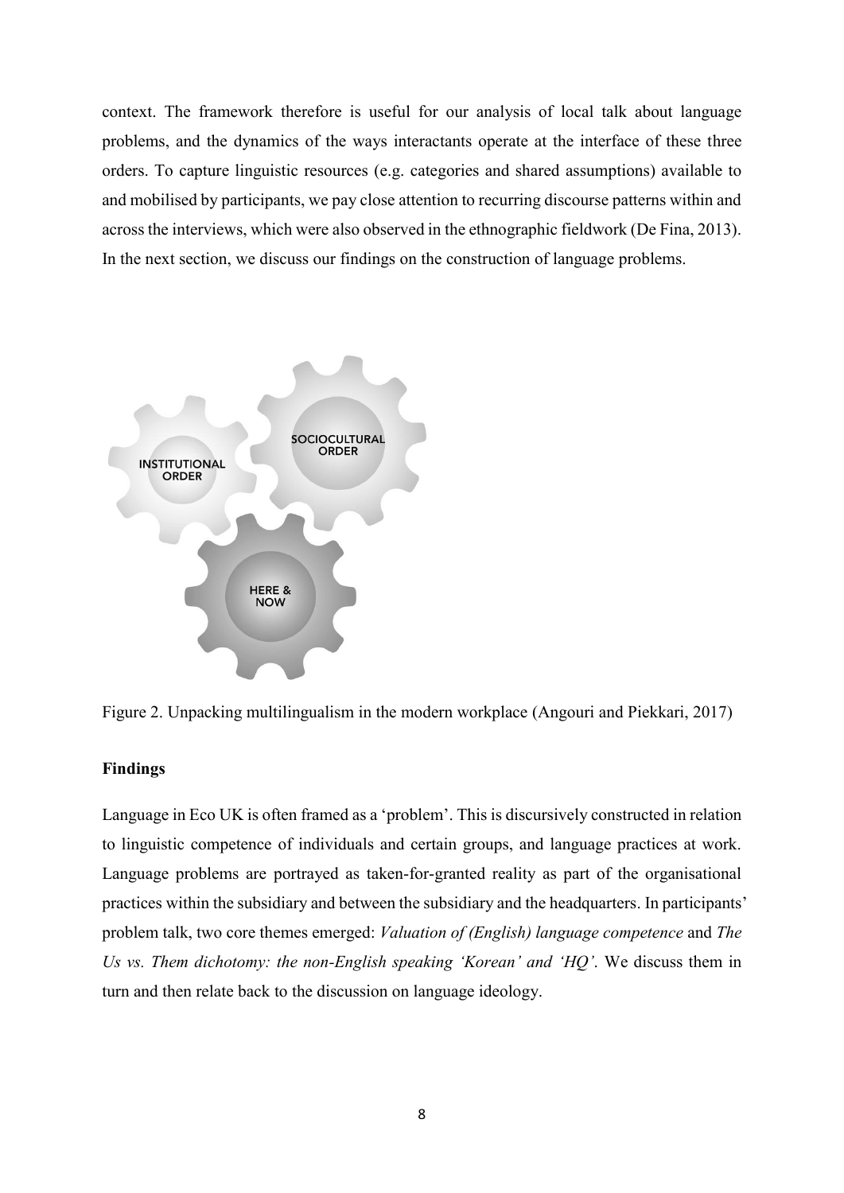context. The framework therefore is useful for our analysis of local talk about language problems, and the dynamics of the ways interactants operate at the interface of these three orders. To capture linguistic resources (e.g. categories and shared assumptions) available to and mobilised by participants, we pay close attention to recurring discourse patterns within and across the interviews, which were also observed in the ethnographic fieldwork (De Fina, 2013). In the next section, we discuss our findings on the construction of language problems.

INSTITUTIONAL ORDER

SOCIOCULTURAL ORDER

HERE & NOW

Figure 2. Unpacking multilingualism in the modern workplace (Angouri and Piekkari, 2017)

## Findings

Language in Eco UK is often framed as a 'problem'. This is discursively constructed in relation to linguistic competence of individuals and certain groups, and language practices at work. Language problems are portrayed as taken-for-granted reality as part of the organisational practices within the subsidiary and between the subsidiary and the headquarters. In participants' problem talk, two core themes emerged: *Valuation of (English) language competence* and *The Us vs. Them dichotomy: the non-English speaking 'Korean' and 'HQ'*. We discuss them in turn and then relate back to the discussion on language ideology.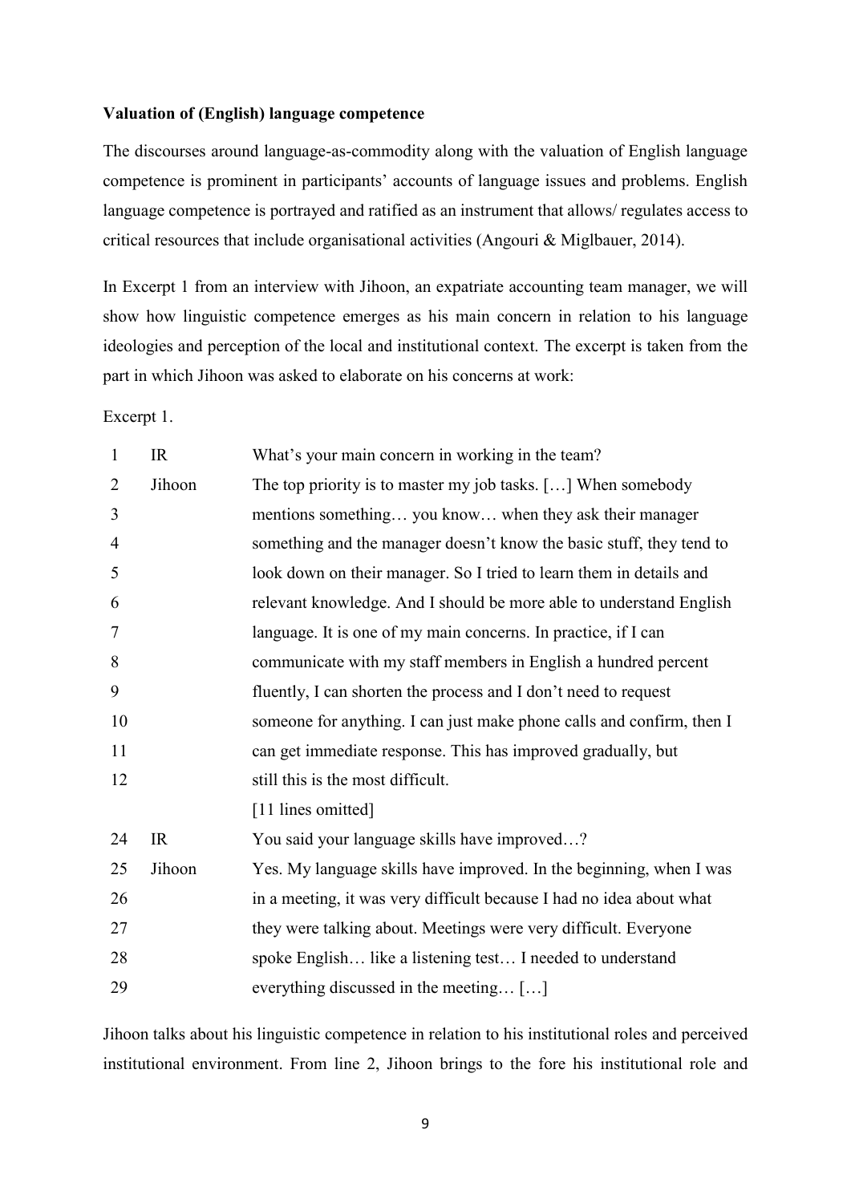**Valuation of (English) language competence**

The discourses around language-as-commodity along with the valuation of English language competence is prominent in participants' accounts of language issues and problems. English language competence is portrayed and ratified as an instrument that allows/ regulates access to critical resources that include organisational activities (Angouri & Miglbauer, 2014).

In Excerpt 1 from an interview with Jihoon, an expatriate accounting team manager, we will show how linguistic competence emerges as his main concern in relation to his language ideologies and perception of the local and institutional context. The excerpt is taken from the part in which Jihoon was asked to elaborate on his concerns at work:

Excerpt 1.

| | | |
|---|---|---|
| 1 | IR | What's your main concern in working in the team? |
| 2 | Jihoon | The top priority is to master my job tasks. […] When somebody |
| 3 | | mentions something… you know… when they ask their manager |
| 4 | | something and the manager doesn't know the basic stuff, they tend to |
| 5 | | look down on their manager. So I tried to learn them in details and |
| 6 | | relevant knowledge. And I should be more able to understand English |
| 7 | | language. It is one of my main concerns. In practice, if I can |
| 8 | | communicate with my staff members in English a hundred percent |
| 9 | | fluently, I can shorten the process and I don't need to request |
| 10 | | someone for anything. I can just make phone calls and confirm, then I |
| 11 | | can get immediate response. This has improved gradually, but |
| 12 | | still this is the most difficult. |
| | | [11 lines omitted] |
| 24 | IR | You said your language skills have improved…? |
| 25 | Jihoon | Yes. My language skills have improved. In the beginning, when I was |
| 26 | | in a meeting, it was very difficult because I had no idea about what |
| 27 | | they were talking about. Meetings were very difficult. Everyone |
| 28 | | spoke English… like a listening test… I needed to understand |
| 29 | | everything discussed in the meeting… […] |

Jihoon talks about his linguistic competence in relation to his institutional roles and perceived institutional environment. From line 2, Jihoon brings to the fore his institutional role and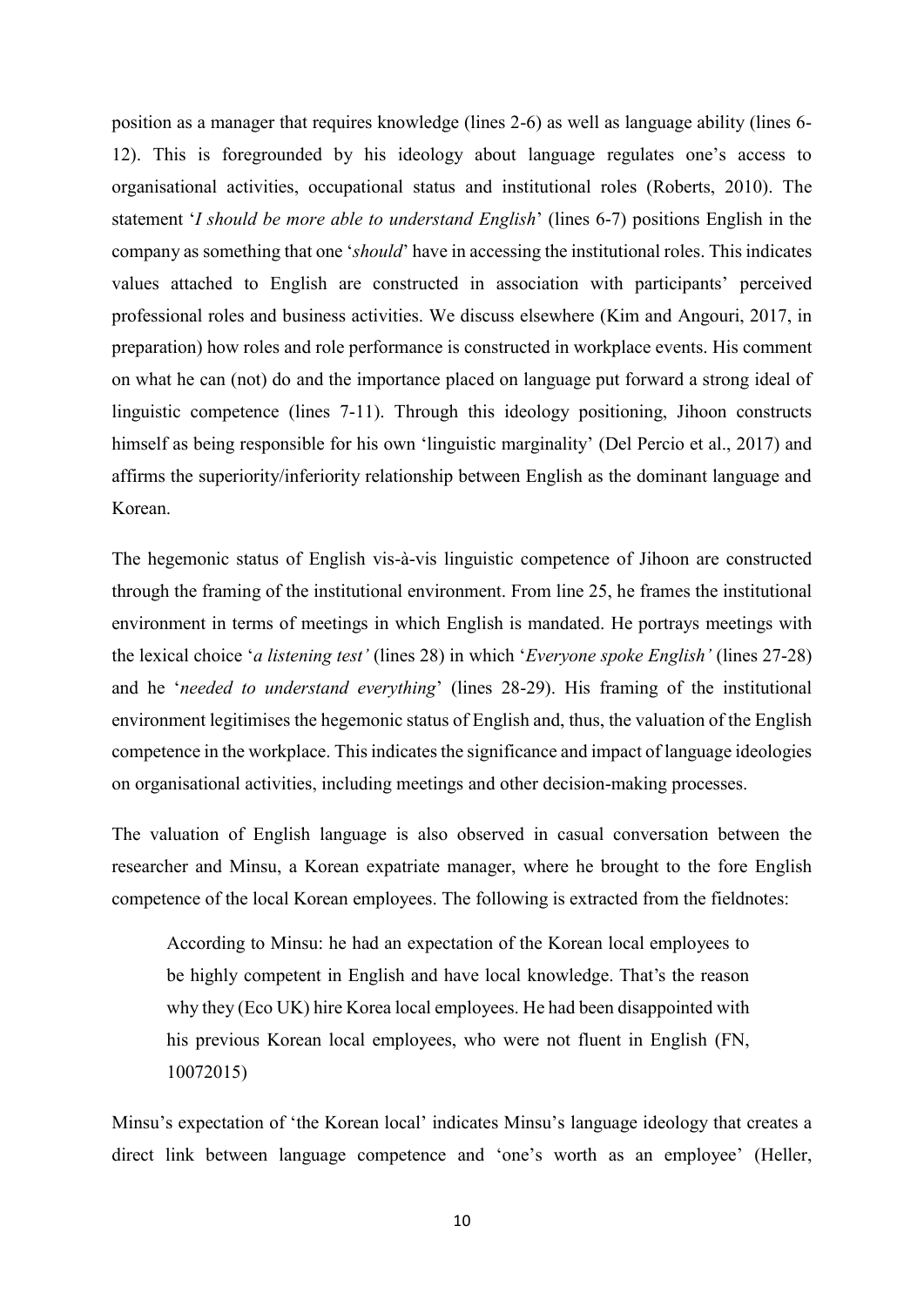position as a manager that requires knowledge (lines 2-6) as well as language ability (lines 6-12). This is foregrounded by his ideology about language regulates one's access to organisational activities, occupational status and institutional roles (Roberts, 2010). The statement '*I should be more able to understand English*' (lines 6-7) positions English in the company as something that one '*should*' have in accessing the institutional roles. This indicates values attached to English are constructed in association with participants' perceived professional roles and business activities. We discuss elsewhere (Kim and Angouri, 2017, in preparation) how roles and role performance is constructed in workplace events. His comment on what he can (not) do and the importance placed on language put forward a strong ideal of linguistic competence (lines 7-11). Through this ideology positioning, Jihoon constructs himself as being responsible for his own 'linguistic marginality' (Del Percio et al., 2017) and affirms the superiority/inferiority relationship between English as the dominant language and Korean.

The hegemonic status of English vis-à-vis linguistic competence of Jihoon are constructed through the framing of the institutional environment. From line 25, he frames the institutional environment in terms of meetings in which English is mandated. He portrays meetings with the lexical choice '*a listening test'* (lines 28) in which '*Everyone spoke English'* (lines 27-28) and he '*needed to understand everything*' (lines 28-29). His framing of the institutional environment legitimises the hegemonic status of English and, thus, the valuation of the English competence in the workplace. This indicates the significance and impact of language ideologies on organisational activities, including meetings and other decision-making processes.

The valuation of English language is also observed in casual conversation between the researcher and Minsu, a Korean expatriate manager, where he brought to the fore English competence of the local Korean employees. The following is extracted from the fieldnotes:

> According to Minsu: he had an expectation of the Korean local employees to be highly competent in English and have local knowledge. That's the reason why they (Eco UK) hire Korea local employees. He had been disappointed with his previous Korean local employees, who were not fluent in English (FN, 10072015)

Minsu's expectation of 'the Korean local' indicates Minsu's language ideology that creates a direct link between language competence and 'one's worth as an employee' (Heller,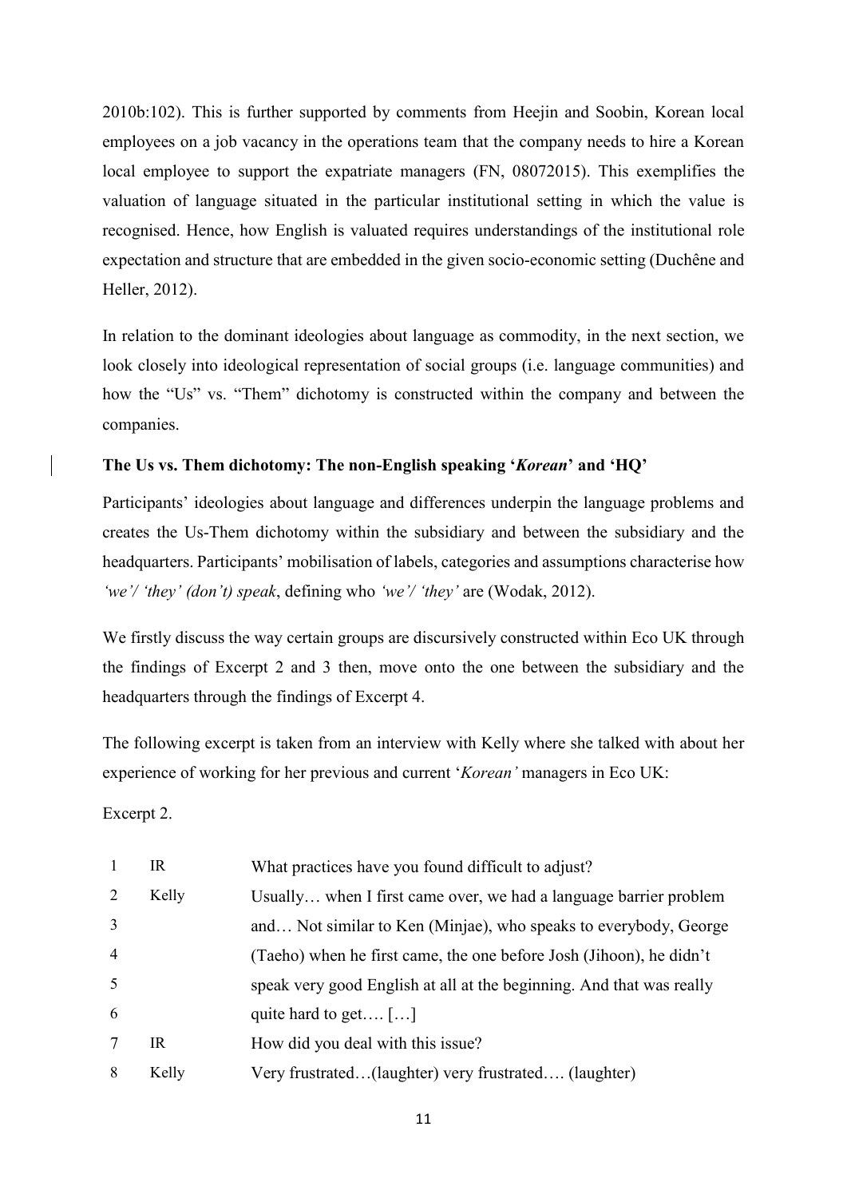2010b:102). This is further supported by comments from Heejin and Soobin, Korean local employees on a job vacancy in the operations team that the company needs to hire a Korean local employee to support the expatriate managers (FN, 08072015). This exemplifies the valuation of language situated in the particular institutional setting in which the value is recognised. Hence, how English is valuated requires understandings of the institutional role expectation and structure that are embedded in the given socio-economic setting (Duchêne and Heller, 2012).

In relation to the dominant ideologies about language as commodity, in the next section, we look closely into ideological representation of social groups (i.e. language communities) and how the "Us" vs. "Them" dichotomy is constructed within the company and between the companies.

### The Us vs. Them dichotomy: The non-English speaking '*Korean*' and 'HQ'

Participants' ideologies about language and differences underpin the language problems and creates the Us-Them dichotomy within the subsidiary and between the subsidiary and the headquarters. Participants' mobilisation of labels, categories and assumptions characterise how *'we'/ 'they' (don't) speak*, defining who *'we'/ 'they'* are (Wodak, 2012).

We firstly discuss the way certain groups are discursively constructed within Eco UK through the findings of Excerpt 2 and 3 then, move onto the one between the subsidiary and the headquarters through the findings of Excerpt 4.

The following excerpt is taken from an interview with Kelly where she talked with about her experience of working for her previous and current '*Korean'* managers in Eco UK:

Excerpt 2.

| | | |
|---|---|---|
| 1 | IR | What practices have you found difficult to adjust? |
| 2 | Kelly | Usually… when I first came over, we had a language barrier problem |
| 3 | | and… Not similar to Ken (Minjae), who speaks to everybody, George |
| 4 | | (Taeho) when he first came, the one before Josh (Jihoon), he didn't |
| 5 | | speak very good English at all at the beginning. And that was really |
| 6 | | quite hard to get…. […] |
| 7 | IR | How did you deal with this issue? |
| 8 | Kelly | Very frustrated…(laughter) very frustrated…. (laughter) |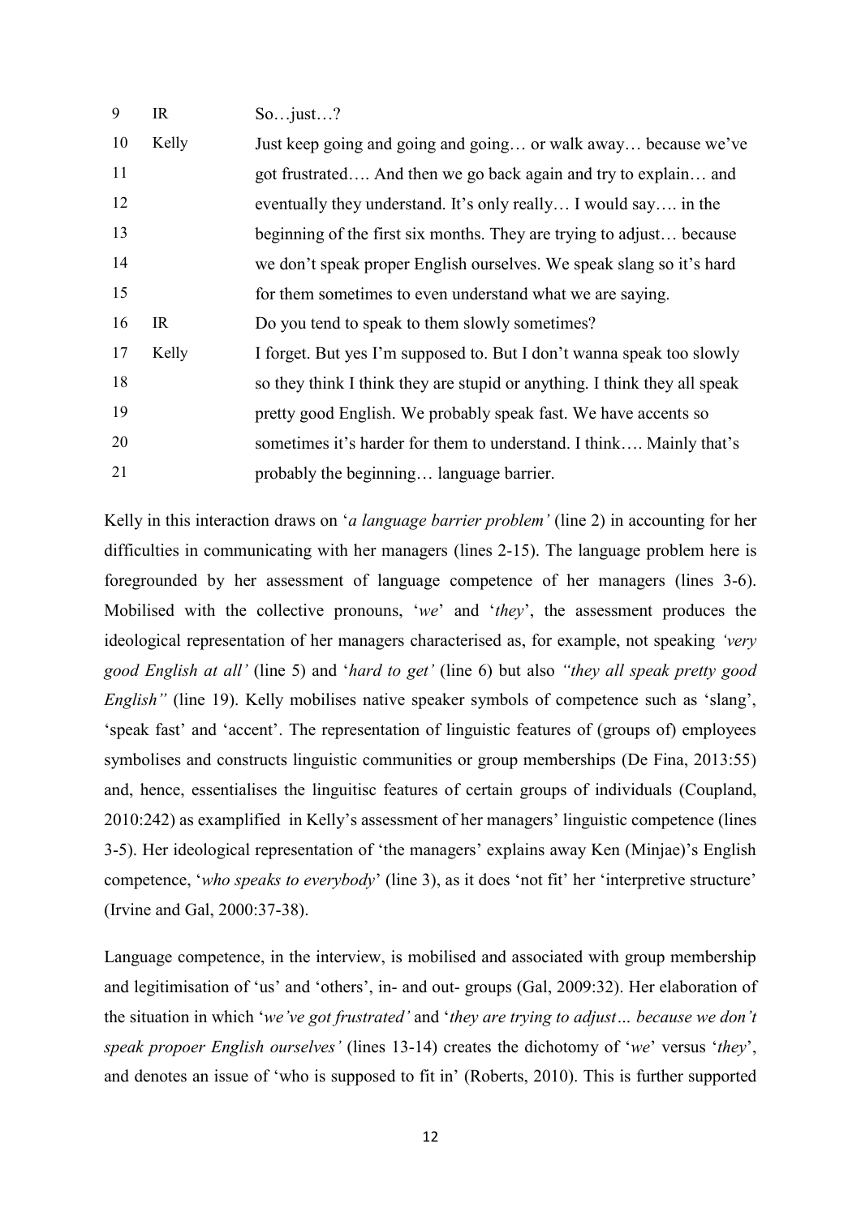| | | |
|---|---|---|
| 9 | IR | So…just…? |
| 10 | Kelly | Just keep going and going and going… or walk away… because we've |
| 11 | | got frustrated…. And then we go back again and try to explain… and |
| 12 | | eventually they understand. It's only really… I would say…. in the |
| 13 | | beginning of the first six months. They are trying to adjust… because |
| 14 | | we don't speak proper English ourselves. We speak slang so it's hard |
| 15 | | for them sometimes to even understand what we are saying. |
| 16 | IR | Do you tend to speak to them slowly sometimes? |
| 17 | Kelly | I forget. But yes I'm supposed to. But I don't wanna speak too slowly |
| 18 | | so they think I think they are stupid or anything. I think they all speak |
| 19 | | pretty good English. We probably speak fast. We have accents so |
| 20 | | sometimes it's harder for them to understand. I think…. Mainly that's |
| 21 | | probably the beginning… language barrier. |

Kelly in this interaction draws on '*a language barrier problem'* (line 2) in accounting for her difficulties in communicating with her managers (lines 2-15). The language problem here is foregrounded by her assessment of language competence of her managers (lines 3-6). Mobilised with the collective pronouns, '*we*' and '*they*', the assessment produces the ideological representation of her managers characterised as, for example, not speaking *'very good English at all'* (line 5) and '*hard to get'* (line 6) but also *"they all speak pretty good English"* (line 19). Kelly mobilises native speaker symbols of competence such as 'slang', 'speak fast' and 'accent'. The representation of linguistic features of (groups of) employees symbolises and constructs linguistic communities or group memberships (De Fina, 2013:55) and, hence, essentialises the linguitisc features of certain groups of individuals (Coupland, 2010:242) as examplified in Kelly's assessment of her managers' linguistic competence (lines 3-5). Her ideological representation of 'the managers' explains away Ken (Minjae)'s English competence, '*who speaks to everybody*' (line 3), as it does 'not fit' her 'interpretive structure' (Irvine and Gal, 2000:37-38).

Language competence, in the interview, is mobilised and associated with group membership and legitimisation of 'us' and 'others', in- and out- groups (Gal, 2009:32). Her elaboration of the situation in which '*we've got frustrated'* and '*they are trying to adjust… because we don't speak propoer English ourselves'* (lines 13-14) creates the dichotomy of '*we*' versus '*they*', and denotes an issue of 'who is supposed to fit in' (Roberts, 2010). This is further supported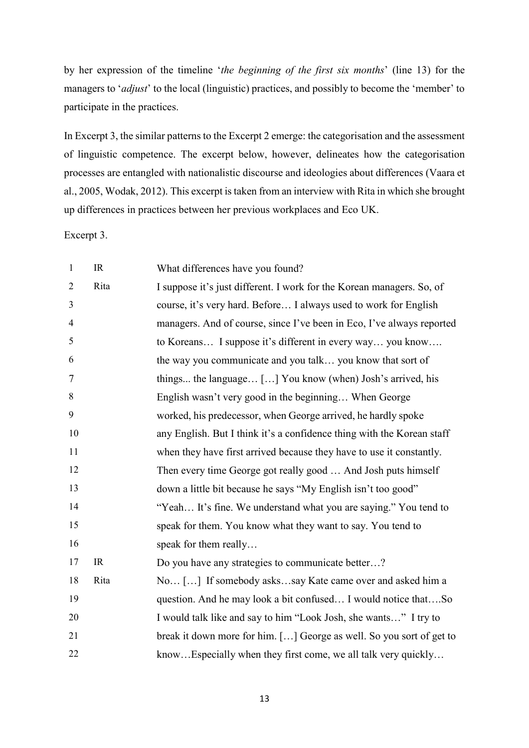by her expression of the timeline '*the beginning of the first six months*' (line 13) for the managers to '*adjust*' to the local (linguistic) practices, and possibly to become the 'member' to participate in the practices.

In Excerpt 3, the similar patterns to the Excerpt 2 emerge: the categorisation and the assessment of linguistic competence. The excerpt below, however, delineates how the categorisation processes are entangled with nationalistic discourse and ideologies about differences (Vaara et al., 2005, Wodak, 2012). This excerpt is taken from an interview with Rita in which she brought up differences in practices between her previous workplaces and Eco UK.

Excerpt 3.

| | | |
|---|---|---|
| 1 | IR | What differences have you found? |
| 2 | Rita | I suppose it's just different. I work for the Korean managers. So, of |
| 3 | | course, it's very hard. Before… I always used to work for English |
| 4 | | managers. And of course, since I've been in Eco, I've always reported |
| 5 | | to Koreans… I suppose it's different in every way… you know…. |
| 6 | | the way you communicate and you talk… you know that sort of |
| 7 | | things... the language… […] You know (when) Josh's arrived, his |
| 8 | | English wasn't very good in the beginning… When George |
| 9 | | worked, his predecessor, when George arrived, he hardly spoke |
| 10 | | any English. But I think it's a confidence thing with the Korean staff |
| 11 | | when they have first arrived because they have to use it constantly. |
| 12 | | Then every time George got really good … And Josh puts himself |
| 13 | | down a little bit because he says "My English isn't too good" |
| 14 | | "Yeah… It's fine. We understand what you are saying." You tend to |
| 15 | | speak for them. You know what they want to say. You tend to |
| 16 | | speak for them really… |
| 17 | IR | Do you have any strategies to communicate better…? |
| 18 | Rita | No… […] If somebody asks…say Kate came over and asked him a |
| 19 | | question. And he may look a bit confused… I would notice that….So |
| 20 | | I would talk like and say to him "Look Josh, she wants…" I try to |
| 21 | | break it down more for him. […] George as well. So you sort of get to |
| 22 | | know…Especially when they first come, we all talk very quickly… |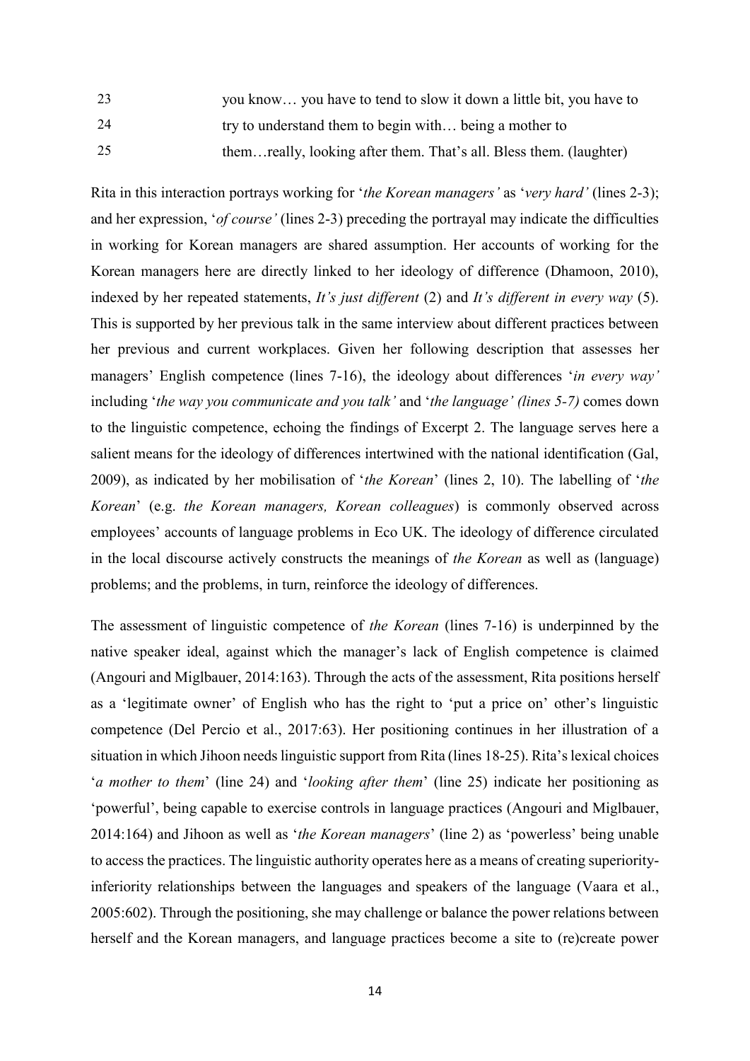23 you know… you have to tend to slow it down a little bit, you have to

24 try to understand them to begin with… being a mother to

25 them…really, looking after them. That's all. Bless them. (laughter)

Rita in this interaction portrays working for '*the Korean managers'* as '*very hard'* (lines 2-3); and her expression, '*of course'* (lines 2-3) preceding the portrayal may indicate the difficulties in working for Korean managers are shared assumption. Her accounts of working for the Korean managers here are directly linked to her ideology of difference (Dhamoon, 2010), indexed by her repeated statements, *It's just different* (2) and *It's different in every way* (5). This is supported by her previous talk in the same interview about different practices between her previous and current workplaces. Given her following description that assesses her managers' English competence (lines 7-16), the ideology about differences '*in every way'* including '*the way you communicate and you talk'* and '*the language' (lines 5-7)* comes down to the linguistic competence, echoing the findings of Excerpt 2. The language serves here a salient means for the ideology of differences intertwined with the national identification (Gal, 2009), as indicated by her mobilisation of '*the Korean*' (lines 2, 10). The labelling of '*the Korean*' (e.g. *the Korean managers, Korean colleagues*) is commonly observed across employees' accounts of language problems in Eco UK. The ideology of difference circulated in the local discourse actively constructs the meanings of *the Korean* as well as (language) problems; and the problems, in turn, reinforce the ideology of differences.

The assessment of linguistic competence of *the Korean* (lines 7-16) is underpinned by the native speaker ideal, against which the manager's lack of English competence is claimed (Angouri and Miglbauer, 2014:163). Through the acts of the assessment, Rita positions herself as a 'legitimate owner' of English who has the right to 'put a price on' other's linguistic competence (Del Percio et al., 2017:63). Her positioning continues in her illustration of a situation in which Jihoon needs linguistic support from Rita (lines 18-25). Rita's lexical choices '*a mother to them*' (line 24) and '*looking after them*' (line 25) indicate her positioning as 'powerful', being capable to exercise controls in language practices (Angouri and Miglbauer, 2014:164) and Jihoon as well as '*the Korean managers*' (line 2) as 'powerless' being unable to access the practices. The linguistic authority operates here as a means of creating superiority-inferiority relationships between the languages and speakers of the language (Vaara et al., 2005:602). Through the positioning, she may challenge or balance the power relations between herself and the Korean managers, and language practices become a site to (re)create power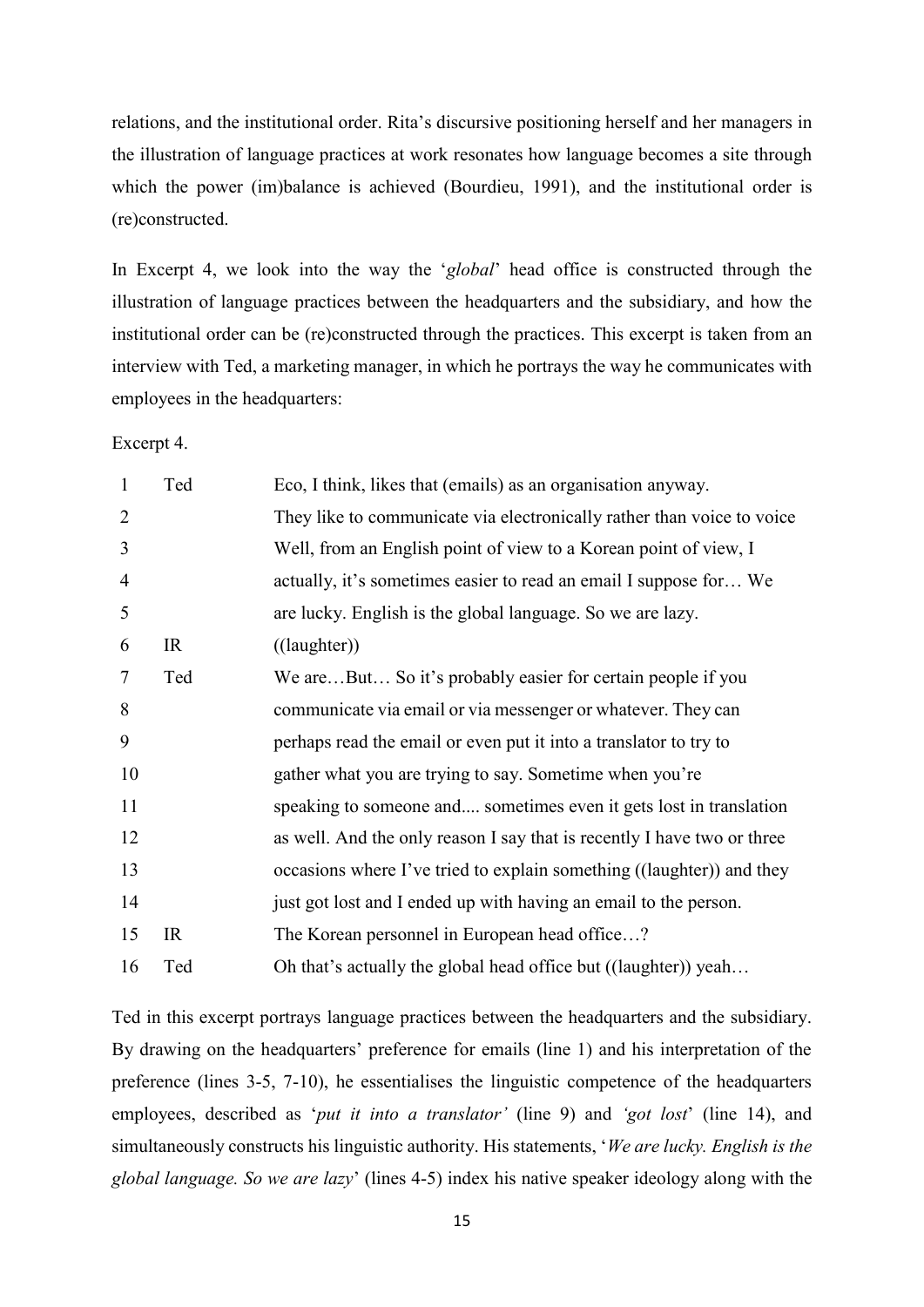relations, and the institutional order. Rita's discursive positioning herself and her managers in the illustration of language practices at work resonates how language becomes a site through which the power (im)balance is achieved (Bourdieu, 1991), and the institutional order is (re)constructed.

In Excerpt 4, we look into the way the '*global*' head office is constructed through the illustration of language practices between the headquarters and the subsidiary, and how the institutional order can be (re)constructed through the practices. This excerpt is taken from an interview with Ted, a marketing manager, in which he portrays the way he communicates with employees in the headquarters:

Excerpt 4.

| | | |
|---|---|---|
| 1 | Ted | Eco, I think, likes that (emails) as an organisation anyway. |
| 2 | | They like to communicate via electronically rather than voice to voice |
| 3 | | Well, from an English point of view to a Korean point of view, I |
| 4 | | actually, it's sometimes easier to read an email I suppose for… We |
| 5 | | are lucky. English is the global language. So we are lazy. |
| 6 | IR | ((laughter)) |
| 7 | Ted | We are…But… So it's probably easier for certain people if you |
| 8 | | communicate via email or via messenger or whatever. They can |
| 9 | | perhaps read the email or even put it into a translator to try to |
| 10 | | gather what you are trying to say. Sometime when you're |
| 11 | | speaking to someone and.... sometimes even it gets lost in translation |
| 12 | | as well. And the only reason I say that is recently I have two or three |
| 13 | | occasions where I've tried to explain something ((laughter)) and they |
| 14 | | just got lost and I ended up with having an email to the person. |
| 15 | IR | The Korean personnel in European head office…? |
| 16 | Ted | Oh that's actually the global head office but ((laughter)) yeah… |

Ted in this excerpt portrays language practices between the headquarters and the subsidiary. By drawing on the headquarters' preference for emails (line 1) and his interpretation of the preference (lines 3-5, 7-10), he essentialises the linguistic competence of the headquarters employees, described as '*put it into a translator'* (line 9) and *'got lost*' (line 14), and simultaneously constructs his linguistic authority. His statements, '*We are lucky. English is the global language. So we are lazy*' (lines 4-5) index his native speaker ideology along with the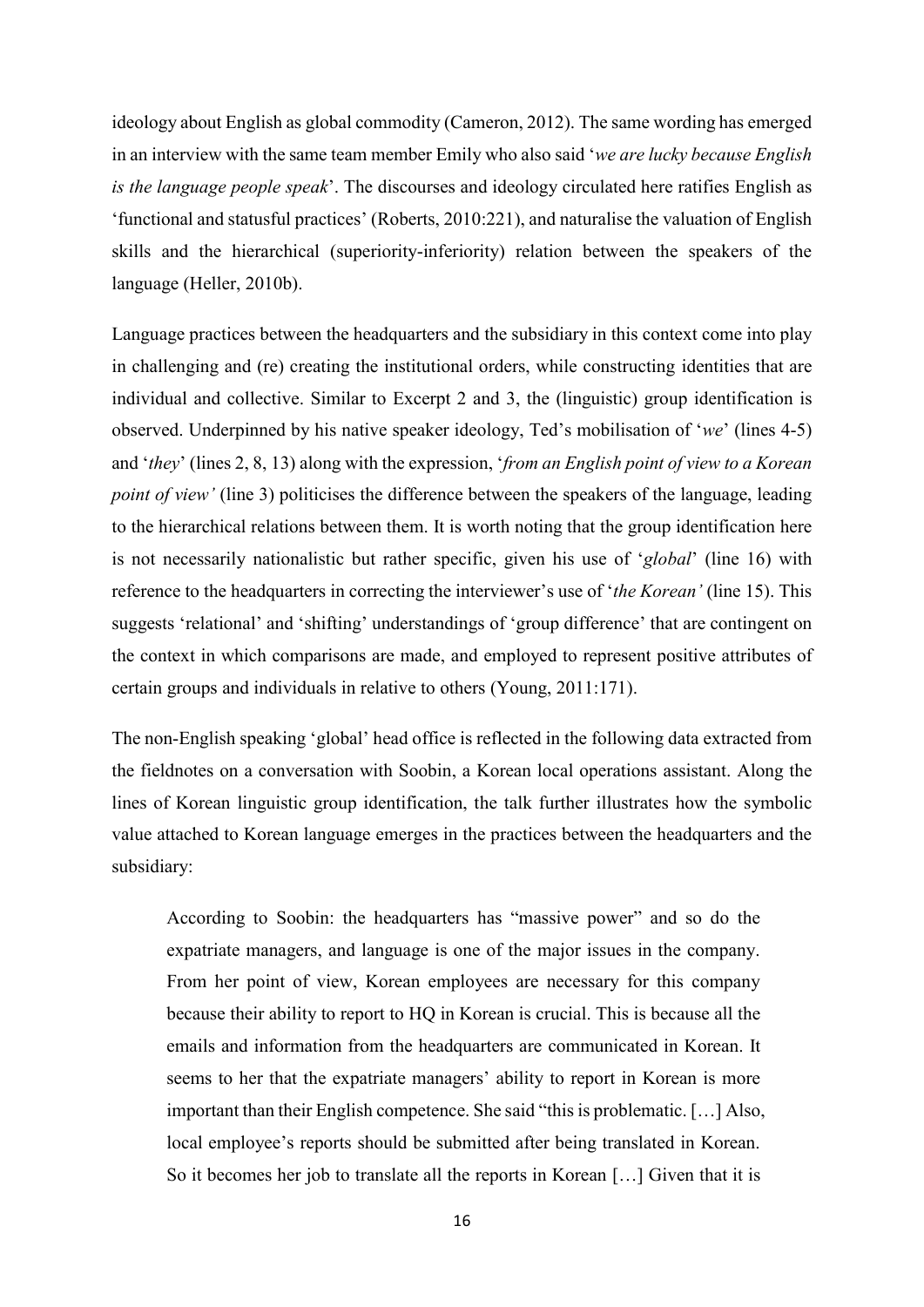ideology about English as global commodity (Cameron, 2012). The same wording has emerged in an interview with the same team member Emily who also said '*we are lucky because English is the language people speak*'. The discourses and ideology circulated here ratifies English as 'functional and statusful practices' (Roberts, 2010:221), and naturalise the valuation of English skills and the hierarchical (superiority-inferiority) relation between the speakers of the language (Heller, 2010b).

Language practices between the headquarters and the subsidiary in this context come into play in challenging and (re) creating the institutional orders, while constructing identities that are individual and collective. Similar to Excerpt 2 and 3, the (linguistic) group identification is observed. Underpinned by his native speaker ideology, Ted's mobilisation of '*we*' (lines 4-5) and '*they*' (lines 2, 8, 13) along with the expression, '*from an English point of view to a Korean point of view'* (line 3) politicises the difference between the speakers of the language, leading to the hierarchical relations between them. It is worth noting that the group identification here is not necessarily nationalistic but rather specific, given his use of '*global*' (line 16) with reference to the headquarters in correcting the interviewer's use of '*the Korean'* (line 15). This suggests 'relational' and 'shifting' understandings of 'group difference' that are contingent on the context in which comparisons are made, and employed to represent positive attributes of certain groups and individuals in relative to others (Young, 2011:171).

The non-English speaking 'global' head office is reflected in the following data extracted from the fieldnotes on a conversation with Soobin, a Korean local operations assistant. Along the lines of Korean linguistic group identification, the talk further illustrates how the symbolic value attached to Korean language emerges in the practices between the headquarters and the subsidiary:

> According to Soobin: the headquarters has "massive power" and so do the expatriate managers, and language is one of the major issues in the company. From her point of view, Korean employees are necessary for this company because their ability to report to HQ in Korean is crucial. This is because all the emails and information from the headquarters are communicated in Korean. It seems to her that the expatriate managers' ability to report in Korean is more important than their English competence. She said "this is problematic. […] Also, local employee's reports should be submitted after being translated in Korean. So it becomes her job to translate all the reports in Korean […] Given that it is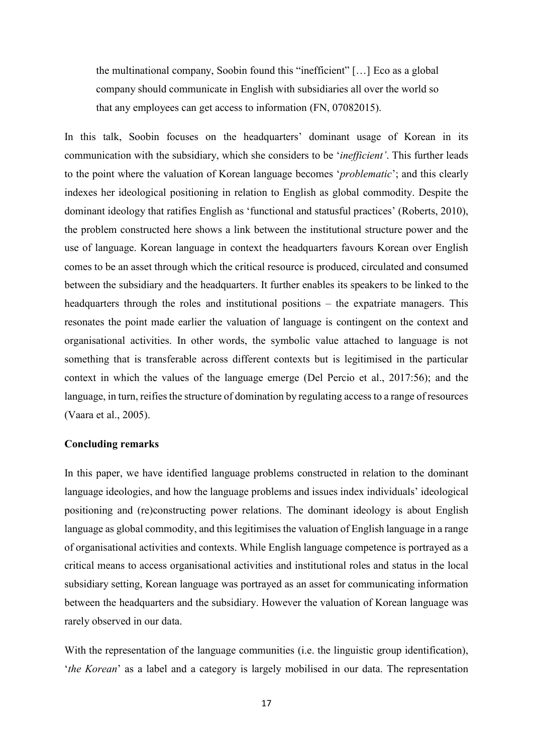> the multinational company, Soobin found this "inefficient" […] Eco as a global company should communicate in English with subsidiaries all over the world so that any employees can get access to information (FN, 07082015).

In this talk, Soobin focuses on the headquarters' dominant usage of Korean in its communication with the subsidiary, which she considers to be '*inefficient'*. This further leads to the point where the valuation of Korean language becomes '*problematic*'; and this clearly indexes her ideological positioning in relation to English as global commodity. Despite the dominant ideology that ratifies English as 'functional and statusful practices' (Roberts, 2010), the problem constructed here shows a link between the institutional structure power and the use of language. Korean language in context the headquarters favours Korean over English comes to be an asset through which the critical resource is produced, circulated and consumed between the subsidiary and the headquarters. It further enables its speakers to be linked to the headquarters through the roles and institutional positions – the expatriate managers. This resonates the point made earlier the valuation of language is contingent on the context and organisational activities. In other words, the symbolic value attached to language is not something that is transferable across different contexts but is legitimised in the particular context in which the values of the language emerge (Del Percio et al., 2017:56); and the language, in turn, reifies the structure of domination by regulating access to a range of resources (Vaara et al., 2005).

**Concluding remarks**

In this paper, we have identified language problems constructed in relation to the dominant language ideologies, and how the language problems and issues index individuals' ideological positioning and (re)constructing power relations. The dominant ideology is about English language as global commodity, and this legitimises the valuation of English language in a range of organisational activities and contexts. While English language competence is portrayed as a critical means to access organisational activities and institutional roles and status in the local subsidiary setting, Korean language was portrayed as an asset for communicating information between the headquarters and the subsidiary. However the valuation of Korean language was rarely observed in our data.

With the representation of the language communities (i.e. the linguistic group identification), '*the Korean*' as a label and a category is largely mobilised in our data. The representation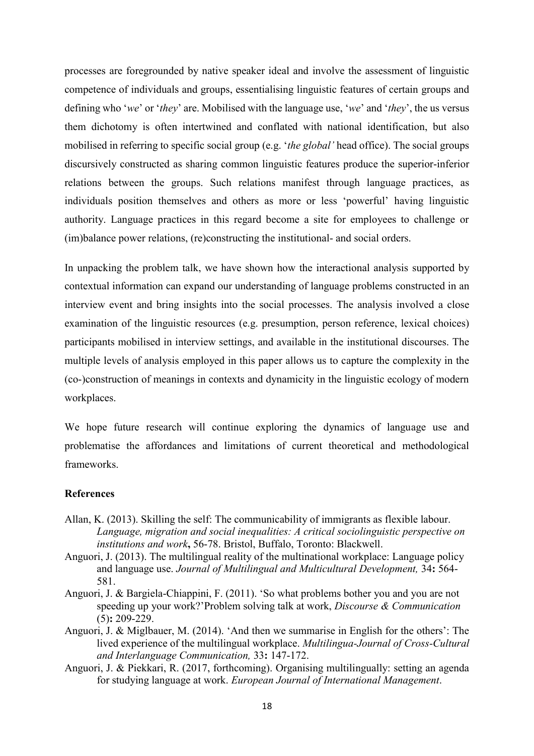processes are foregrounded by native speaker ideal and involve the assessment of linguistic competence of individuals and groups, essentialising linguistic features of certain groups and defining who '*we*' or '*they*' are. Mobilised with the language use, '*we*' and '*they*', the us versus them dichotomy is often intertwined and conflated with national identification, but also mobilised in referring to specific social group (e.g. '*the global'* head office). The social groups discursively constructed as sharing common linguistic features produce the superior-inferior relations between the groups. Such relations manifest through language practices, as individuals position themselves and others as more or less 'powerful' having linguistic authority. Language practices in this regard become a site for employees to challenge or (im)balance power relations, (re)constructing the institutional- and social orders.

In unpacking the problem talk, we have shown how the interactional analysis supported by contextual information can expand our understanding of language problems constructed in an interview event and bring insights into the social processes. The analysis involved a close examination of the linguistic resources (e.g. presumption, person reference, lexical choices) participants mobilised in interview settings, and available in the institutional discourses. The multiple levels of analysis employed in this paper allows us to capture the complexity in the (co-)construction of meanings in contexts and dynamicity in the linguistic ecology of modern workplaces.

We hope future research will continue exploring the dynamics of language use and problematise the affordances and limitations of current theoretical and methodological frameworks.

**References**

Allan, K. (2013). Skilling the self: The communicability of immigrants as flexible labour. *Language, migration and social inequalities: A critical sociolinguistic perspective on institutions and work***,** 56-78. Bristol, Buffalo, Toronto: Blackwell.

Anguori, J. (2013). The multilingual reality of the multinational workplace: Language policy and language use. *Journal of Multilingual and Multicultural Development,* 34**:** 564-581.

Anguori, J. & Bargiela-Chiappini, F. (2011). 'So what problems bother you and you are not speeding up your work?'Problem solving talk at work, *Discourse & Communication* (5)**:** 209-229.

Anguori, J. & Miglbauer, M. (2014). 'And then we summarise in English for the others': The lived experience of the multilingual workplace. *Multilingua-Journal of Cross-Cultural and Interlanguage Communication,* 33**:** 147-172.

Anguori, J. & Piekkari, R. (2017, forthcoming). Organising multilingually: setting an agenda for studying language at work. *European Journal of International Management*.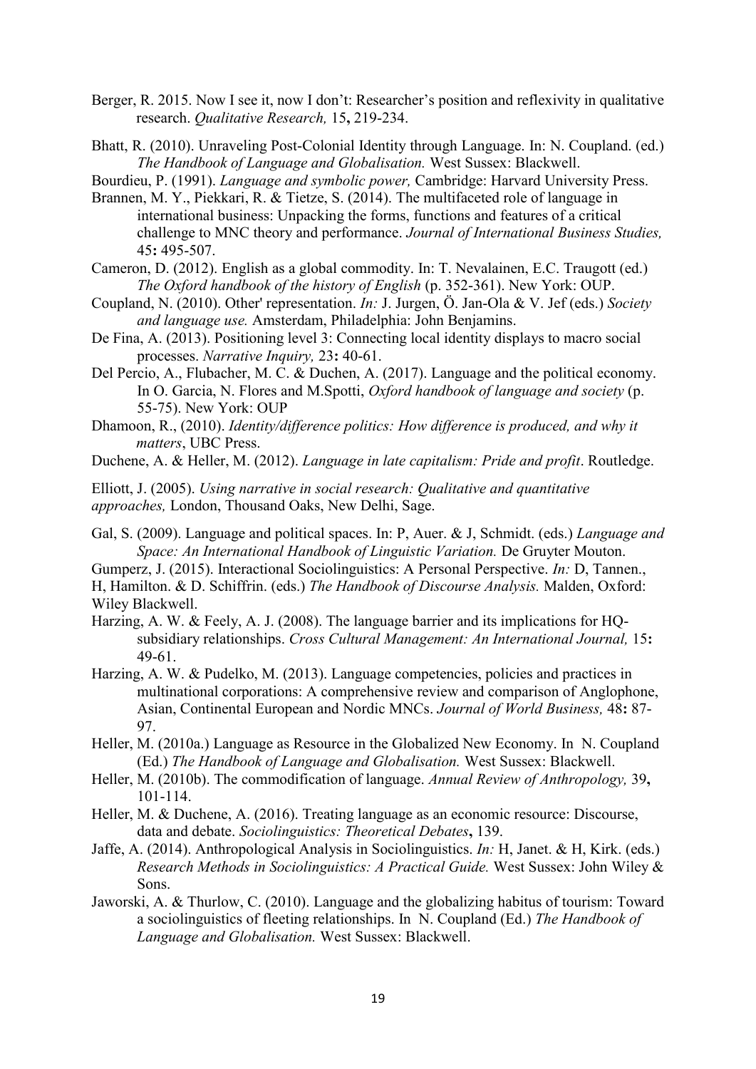Berger, R. 2015. Now I see it, now I don't: Researcher's position and reflexivity in qualitative research. *Qualitative Research,* 15**,** 219-234.

Bhatt, R. (2010). Unraveling Post-Colonial Identity through Language. In: N. Coupland. (ed.) *The Handbook of Language and Globalisation.* West Sussex: Blackwell.

Bourdieu, P. (1991). *Language and symbolic power,* Cambridge: Harvard University Press.

Brannen, M. Y., Piekkari, R. & Tietze, S. (2014). The multifaceted role of language in international business: Unpacking the forms, functions and features of a critical challenge to MNC theory and performance. *Journal of International Business Studies,* 45**:** 495-507.

Cameron, D. (2012). English as a global commodity. In: T. Nevalainen, E.C. Traugott (ed.) *The Oxford handbook of the history of English* (p. 352-361). New York: OUP.

Coupland, N. (2010). Other' representation. *In:* J. Jurgen, Ö. Jan-Ola & V. Jef (eds.) *Society and language use.* Amsterdam, Philadelphia: John Benjamins.

De Fina, A. (2013). Positioning level 3: Connecting local identity displays to macro social processes. *Narrative Inquiry,* 23**:** 40-61.

Del Percio, A., Flubacher, M. C. & Duchen, A. (2017). Language and the political economy. In O. Garcia, N. Flores and M.Spotti, *Oxford handbook of language and society* (p. 55-75). New York: OUP

Dhamoon, R., (2010). *Identity/difference politics: How difference is produced, and why it matters*, UBC Press.

Duchene, A. & Heller, M. (2012). *Language in late capitalism: Pride and profit*. Routledge.

Elliott, J. (2005). *Using narrative in social research: Qualitative and quantitative approaches,* London, Thousand Oaks, New Delhi, Sage.

Gal, S. (2009). Language and political spaces. In: P, Auer. & J, Schmidt. (eds.) *Language and Space: An International Handbook of Linguistic Variation.* De Gruyter Mouton.

Gumperz, J. (2015). Interactional Sociolinguistics: A Personal Perspective. *In:* D, Tannen., H, Hamilton. & D. Schiffrin. (eds.) *The Handbook of Discourse Analysis.* Malden, Oxford: Wiley Blackwell.

Harzing, A. W. & Feely, A. J. (2008). The language barrier and its implications for HQ-subsidiary relationships. *Cross Cultural Management: An International Journal,* 15**:** 49-61.

Harzing, A. W. & Pudelko, M. (2013). Language competencies, policies and practices in multinational corporations: A comprehensive review and comparison of Anglophone, Asian, Continental European and Nordic MNCs. *Journal of World Business,* 48**:** 87-97.

Heller, M. (2010a.) Language as Resource in the Globalized New Economy. In N. Coupland (Ed.) *The Handbook of Language and Globalisation.* West Sussex: Blackwell.

Heller, M. (2010b). The commodification of language. *Annual Review of Anthropology,* 39**,** 101-114.

Heller, M. & Duchene, A. (2016). Treating language as an economic resource: Discourse, data and debate. *Sociolinguistics: Theoretical Debates***,** 139.

Jaffe, A. (2014). Anthropological Analysis in Sociolinguistics. *In:* H, Janet. & H, Kirk. (eds.) *Research Methods in Sociolinguistics: A Practical Guide.* West Sussex: John Wiley & Sons.

Jaworski, A. & Thurlow, C. (2010). Language and the globalizing habitus of tourism: Toward a sociolinguistics of fleeting relationships. In N. Coupland (Ed.) *The Handbook of Language and Globalisation.* West Sussex: Blackwell.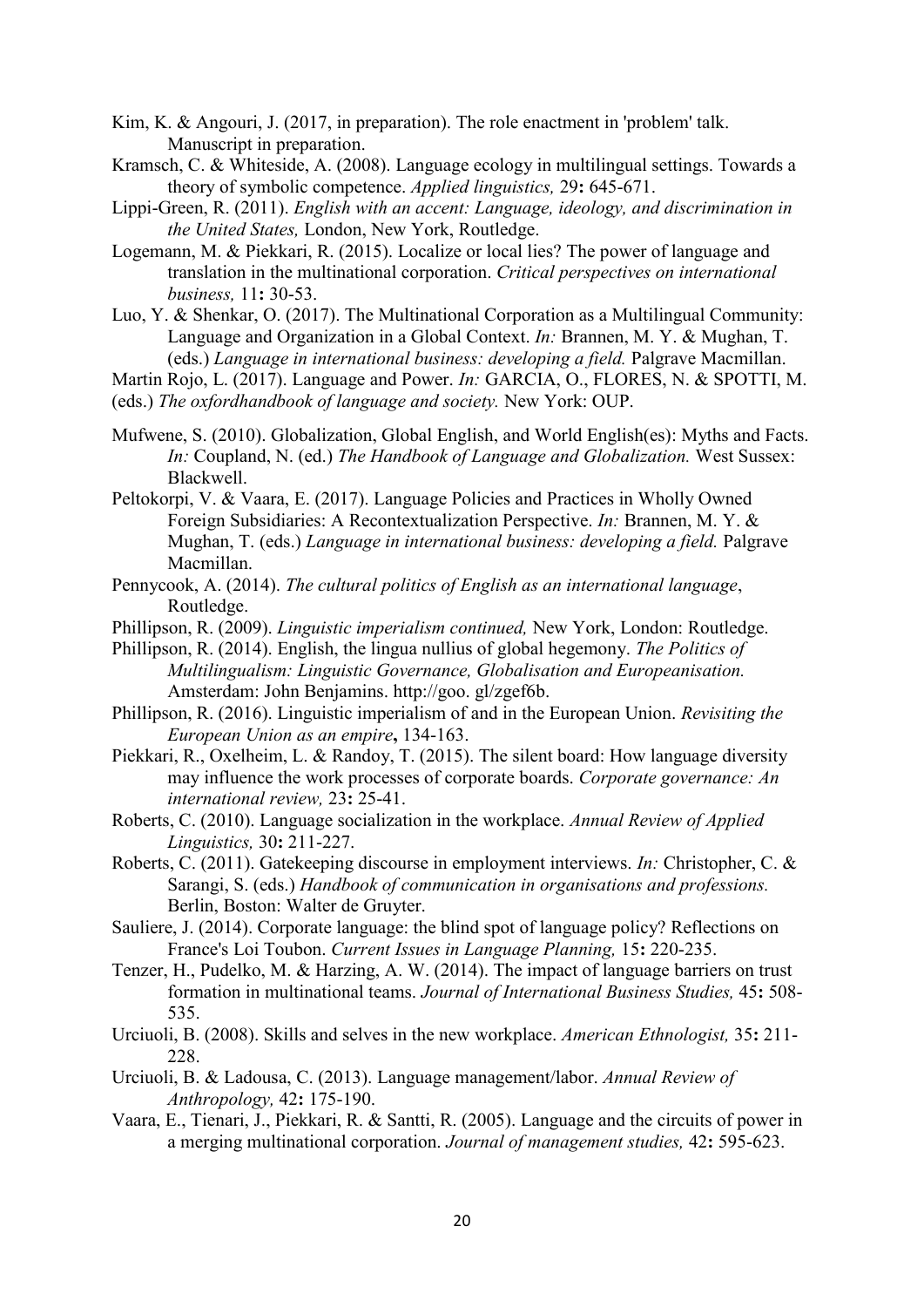Kim, K. & Angouri, J. (2017, in preparation). The role enactment in 'problem' talk. Manuscript in preparation.

Kramsch, C. & Whiteside, A. (2008). Language ecology in multilingual settings. Towards a theory of symbolic competence. *Applied linguistics,* 29**:** 645-671.

Lippi-Green, R. (2011). *English with an accent: Language, ideology, and discrimination in the United States,* London, New York, Routledge.

Logemann, M. & Piekkari, R. (2015). Localize or local lies? The power of language and translation in the multinational corporation. *Critical perspectives on international business,* 11**:** 30-53.

Luo, Y. & Shenkar, O. (2017). The Multinational Corporation as a Multilingual Community: Language and Organization in a Global Context. *In:* Brannen, M. Y. & Mughan, T. (eds.) *Language in international business: developing a field.* Palgrave Macmillan.

Martin Rojo, L. (2017). Language and Power. *In:* GARCIA, O., FLORES, N. & SPOTTI, M. (eds.) *The oxfordhandbook of language and society.* New York: OUP.

Mufwene, S. (2010). Globalization, Global English, and World English(es): Myths and Facts. *In:* Coupland, N. (ed.) *The Handbook of Language and Globalization.* West Sussex: Blackwell.

Peltokorpi, V. & Vaara, E. (2017). Language Policies and Practices in Wholly Owned Foreign Subsidiaries: A Recontextualization Perspective. *In:* Brannen, M. Y. & Mughan, T. (eds.) *Language in international business: developing a field.* Palgrave Macmillan.

Pennycook, A. (2014). *The cultural politics of English as an international language*, Routledge.

Phillipson, R. (2009). *Linguistic imperialism continued,* New York, London: Routledge.

Phillipson, R. (2014). English, the lingua nullius of global hegemony. *The Politics of Multilingualism: Linguistic Governance, Globalisation and Europeanisation.* Amsterdam: John Benjamins. http://goo. gl/zgef6b.

Phillipson, R. (2016). Linguistic imperialism of and in the European Union. *Revisiting the European Union as an empire***,** 134-163.

Piekkari, R., Oxelheim, L. & Randoy, T. (2015). The silent board: How language diversity may influence the work processes of corporate boards. *Corporate governance: An international review,* 23**:** 25-41.

Roberts, C. (2010). Language socialization in the workplace. *Annual Review of Applied Linguistics,* 30**:** 211-227.

Roberts, C. (2011). Gatekeeping discourse in employment interviews. *In:* Christopher, C. & Sarangi, S. (eds.) *Handbook of communication in organisations and professions.* Berlin, Boston: Walter de Gruyter.

Sauliere, J. (2014). Corporate language: the blind spot of language policy? Reflections on France's Loi Toubon. *Current Issues in Language Planning,* 15**:** 220-235.

Tenzer, H., Pudelko, M. & Harzing, A. W. (2014). The impact of language barriers on trust formation in multinational teams. *Journal of International Business Studies,* 45**:** 508-535.

Urciuoli, B. (2008). Skills and selves in the new workplace. *American Ethnologist,* 35**:** 211-228.

Urciuoli, B. & Ladousa, C. (2013). Language management/labor. *Annual Review of Anthropology,* 42**:** 175-190.

Vaara, E., Tienari, J., Piekkari, R. & Santti, R. (2005). Language and the circuits of power in a merging multinational corporation. *Journal of management studies,* 42**:** 595-623.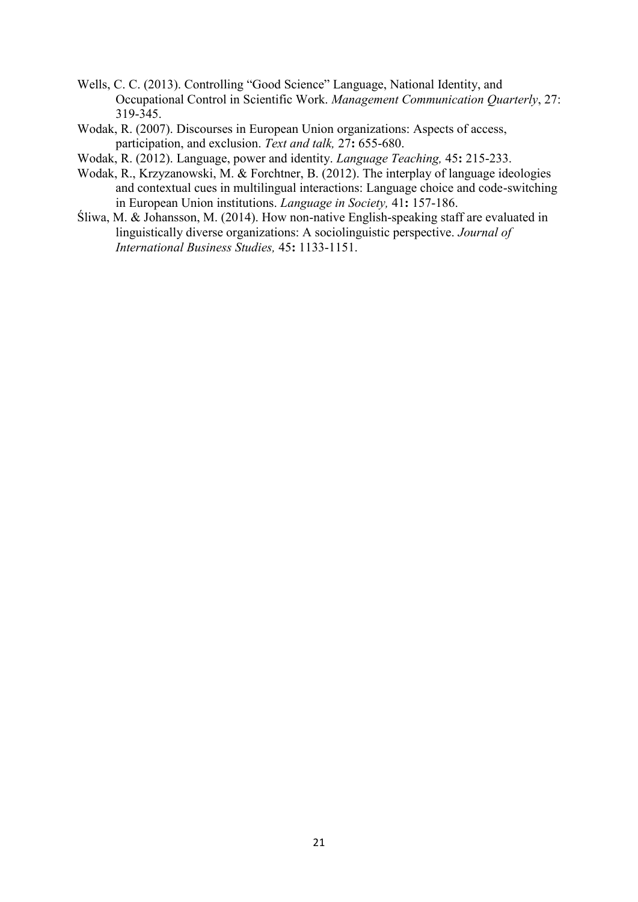Wells, C. C. (2013). Controlling "Good Science" Language, National Identity, and Occupational Control in Scientific Work. *Management Communication Quarterly*, 27: 319-345.

Wodak, R. (2007). Discourses in European Union organizations: Aspects of access, participation, and exclusion. *Text and talk,* 27**:** 655-680.

Wodak, R. (2012). Language, power and identity. *Language Teaching,* 45**:** 215-233.

Wodak, R., Krzyzanowski, M. & Forchtner, B. (2012). The interplay of language ideologies and contextual cues in multilingual interactions: Language choice and code-switching in European Union institutions. *Language in Society,* 41**:** 157-186.

Śliwa, M. & Johansson, M. (2014). How non-native English-speaking staff are evaluated in linguistically diverse organizations: A sociolinguistic perspective. *Journal of International Business Studies,* 45**:** 1133-1151.